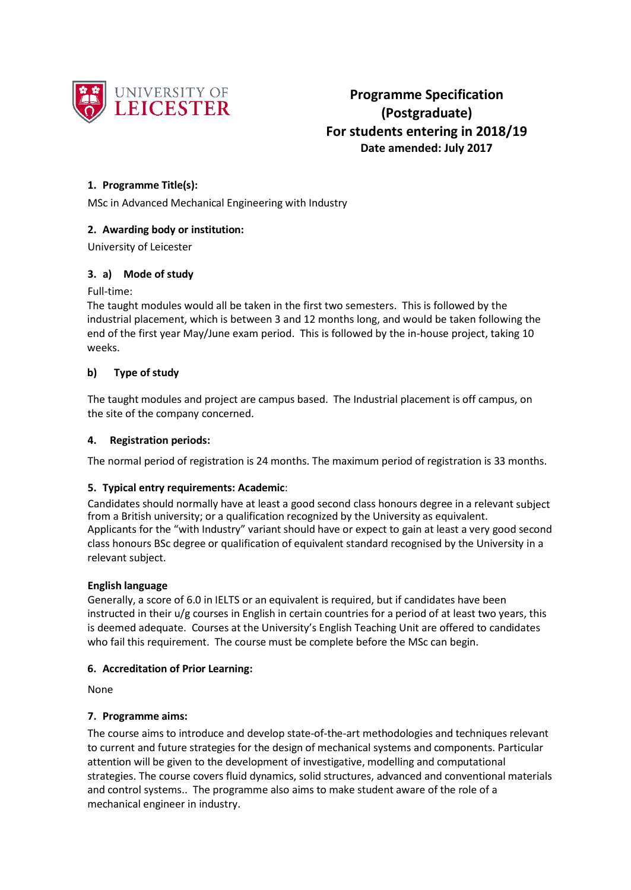UNIVERSITY OF LEICESTER

# Programme Specification (Postgraduate) For students entering in 2018/19

**Date amended: July 2017**

## 1. Programme Title(s):

MSc in Advanced Mechanical Engineering with Industry

## 2. Awarding body or institution:

University of Leicester

## 3. a) Mode of study

Full-time:

The taught modules would all be taken in the first two semesters. This is followed by the industrial placement, which is between 3 and 12 months long, and would be taken following the end of the first year May/June exam period. This is followed by the in-house project, taking 10 weeks.

### b) Type of study

The taught modules and project are campus based. The Industrial placement is off campus, on the site of the company concerned.

## 4. Registration periods:

The normal period of registration is 24 months. The maximum period of registration is 33 months.

## 5. Typical entry requirements: Academic:

Candidates should normally have at least a good second class honours degree in a relevant subject from a British university; or a qualification recognized by the University as equivalent. Applicants for the "with Industry" variant should have or expect to gain at least a very good second class honours BSc degree or qualification of equivalent standard recognised by the University in a relevant subject.

**English language**

Generally, a score of 6.0 in IELTS or an equivalent is required, but if candidates have been instructed in their u/g courses in English in certain countries for a period of at least two years, this is deemed adequate. Courses at the University's English Teaching Unit are offered to candidates who fail this requirement. The course must be complete before the MSc can begin.

## 6. Accreditation of Prior Learning:

None

## 7. Programme aims:

The course aims to introduce and develop state-of-the-art methodologies and techniques relevant to current and future strategies for the design of mechanical systems and components. Particular attention will be given to the development of investigative, modelling and computational strategies. The course covers fluid dynamics, solid structures, advanced and conventional materials and control systems.. The programme also aims to make student aware of the role of a mechanical engineer in industry.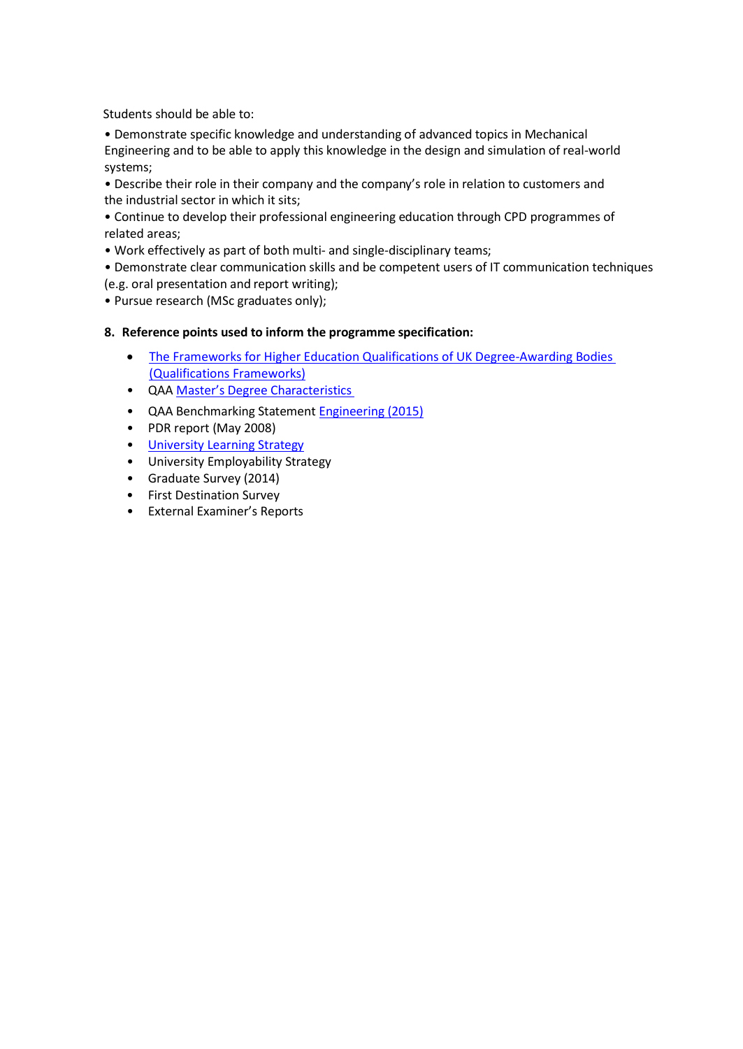Students should be able to:

• Demonstrate specific knowledge and understanding of advanced topics in Mechanical Engineering and to be able to apply this knowledge in the design and simulation of real-world systems;
• Describe their role in their company and the company's role in relation to customers and the industrial sector in which it sits;
• Continue to develop their professional engineering education through CPD programmes of related areas;
• Work effectively as part of both multi- and single-disciplinary teams;
• Demonstrate clear communication skills and be competent users of IT communication techniques (e.g. oral presentation and report writing);
• Pursue research (MSc graduates only);

**8. Reference points used to inform the programme specification:**

- The Frameworks for Higher Education Qualifications of UK Degree-Awarding Bodies (Qualifications Frameworks)
- QAA Master's Degree Characteristics
- QAA Benchmarking Statement Engineering (2015)
- PDR report (May 2008)
- University Learning Strategy
- University Employability Strategy
- Graduate Survey (2014)
- First Destination Survey
- External Examiner's Reports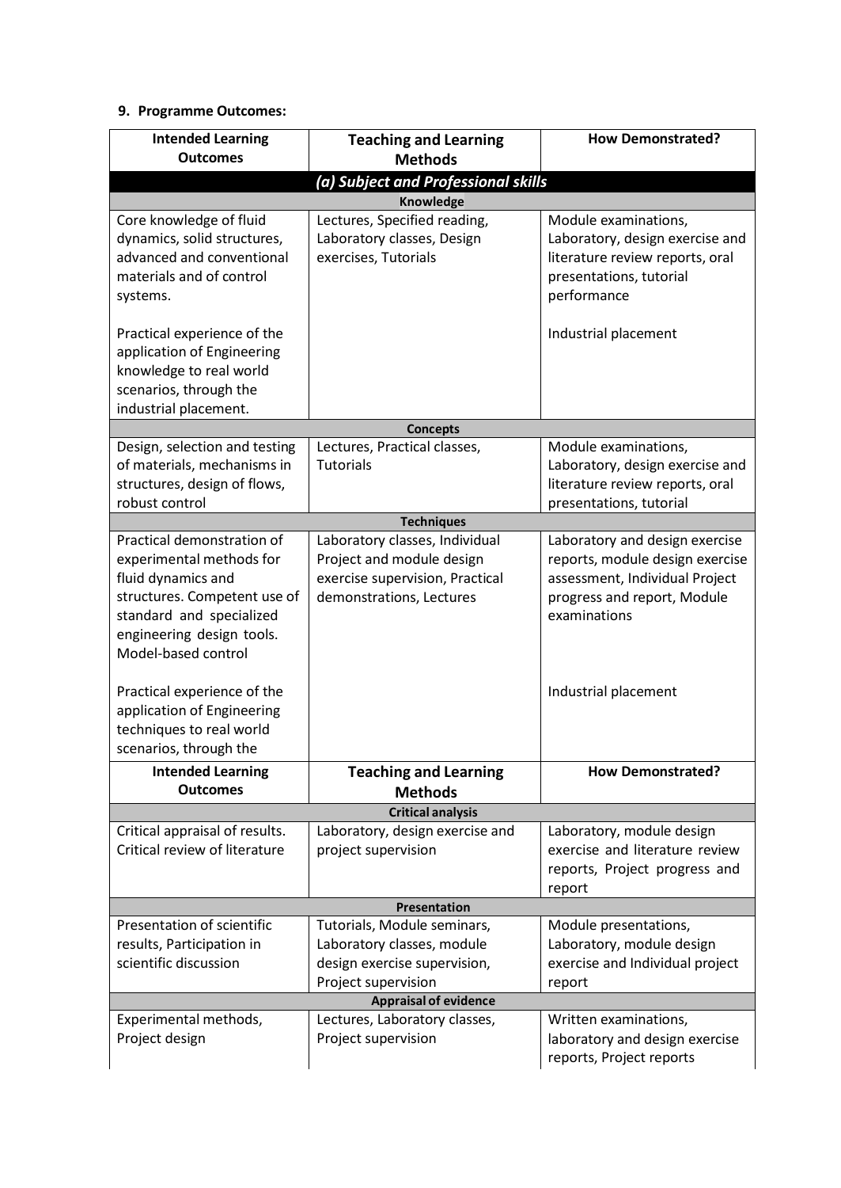**9. Programme Outcomes:**

| Intended Learning Outcomes | Teaching and Learning Methods | How Demonstrated? |
|---|---|---|
| ***(a) Subject and Professional skills*** | | |
| **Knowledge** | | |
| Core knowledge of fluid dynamics, solid structures, advanced and conventional materials and of control systems. | Lectures, Specified reading, Laboratory classes, Design exercises, Tutorials | Module examinations, Laboratory, design exercise and literature review reports, oral presentations, tutorial performance |
| Practical experience of the application of Engineering knowledge to real world scenarios, through the industrial placement. | | Industrial placement |
| **Concepts** | | |
| Design, selection and testing of materials, mechanisms in structures, design of flows, robust control | Lectures, Practical classes, Tutorials | Module examinations, Laboratory, design exercise and literature review reports, oral presentations, tutorial |
| **Techniques** | | |
| Practical demonstration of experimental methods for fluid dynamics and structures. Competent use of standard and specialized engineering design tools. Model-based control | Laboratory classes, Individual Project and module design exercise supervision, Practical demonstrations, Lectures | Laboratory and design exercise reports, module design exercise assessment, Individual Project progress and report, Module examinations |
| Practical experience of the application of Engineering techniques to real world scenarios, through the | | Industrial placement |
| **Critical analysis** | | |
| Critical appraisal of results. Critical review of literature | Laboratory, design exercise and project supervision | Laboratory, module design exercise and literature review reports, Project progress and report |
| **Presentation** | | |
| Presentation of scientific results, Participation in scientific discussion | Tutorials, Module seminars, Laboratory classes, module design exercise supervision, Project supervision | Module presentations, Laboratory, module design exercise and Individual project report |
| **Appraisal of evidence** | | |
| Experimental methods, Project design | Lectures, Laboratory classes, Project supervision | Written examinations, laboratory and design exercise reports, Project reports |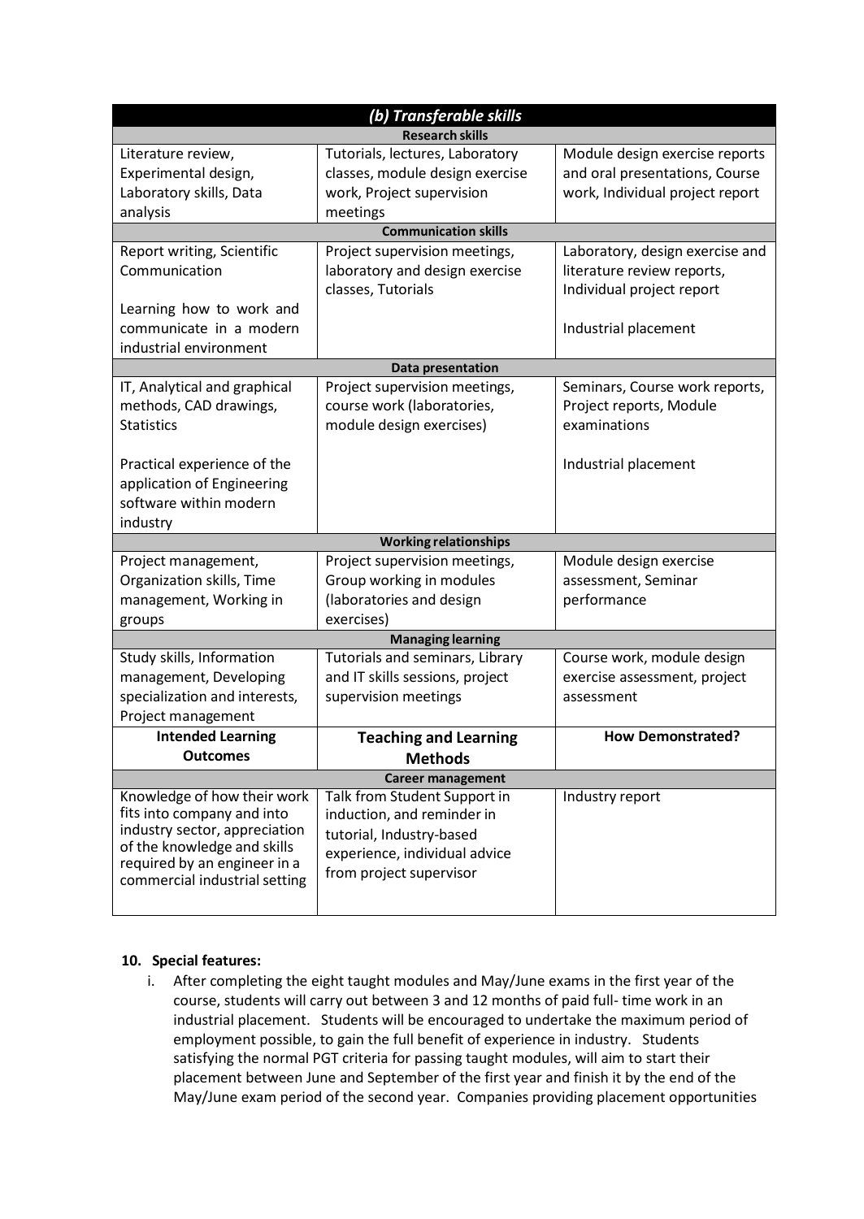| (b) Transferable skills | | |
|---|---|---|
| **Research skills** | | |
| Literature review, Experimental design, Laboratory skills, Data analysis | Tutorials, lectures, Laboratory classes, module design exercise work, Project supervision meetings | Module design exercise reports and oral presentations, Course work, Individual project report |
| **Communication skills** | | |
| Report writing, Scientific Communication<br><br>Learning how to work and communicate in a modern industrial environment | Project supervision meetings, laboratory and design exercise classes, Tutorials | Laboratory, design exercise and literature review reports, Individual project report<br><br>Industrial placement |
| **Data presentation** | | |
| IT, Analytical and graphical methods, CAD drawings, Statistics<br><br>Practical experience of the application of Engineering software within modern industry | Project supervision meetings, course work (laboratories, module design exercises) | Seminars, Course work reports, Project reports, Module examinations<br><br>Industrial placement |
| **Working relationships** | | |
| Project management, Organization skills, Time management, Working in groups | Project supervision meetings, Group working in modules (laboratories and design exercises) | Module design exercise assessment, Seminar performance |
| **Managing learning** | | |
| Study skills, Information management, Developing specialization and interests, Project management | Tutorials and seminars, Library and IT skills sessions, project supervision meetings | Course work, module design exercise assessment, project assessment |
| **Intended Learning Outcomes** | **Teaching and Learning Methods** | **How Demonstrated?** |
| **Career management** | | |
| Knowledge of how their work fits into company and into industry sector, appreciation of the knowledge and skills required by an engineer in a commercial industrial setting | Talk from Student Support in induction, and reminder in tutorial, Industry-based experience, individual advice from project supervisor | Industry report |

**10. Special features:**

i. After completing the eight taught modules and May/June exams in the first year of the course, students will carry out between 3 and 12 months of paid full- time work in an industrial placement. Students will be encouraged to undertake the maximum period of employment possible, to gain the full benefit of experience in industry. Students satisfying the normal PGT criteria for passing taught modules, will aim to start their placement between June and September of the first year and finish it by the end of the May/June exam period of the second year. Companies providing placement opportunities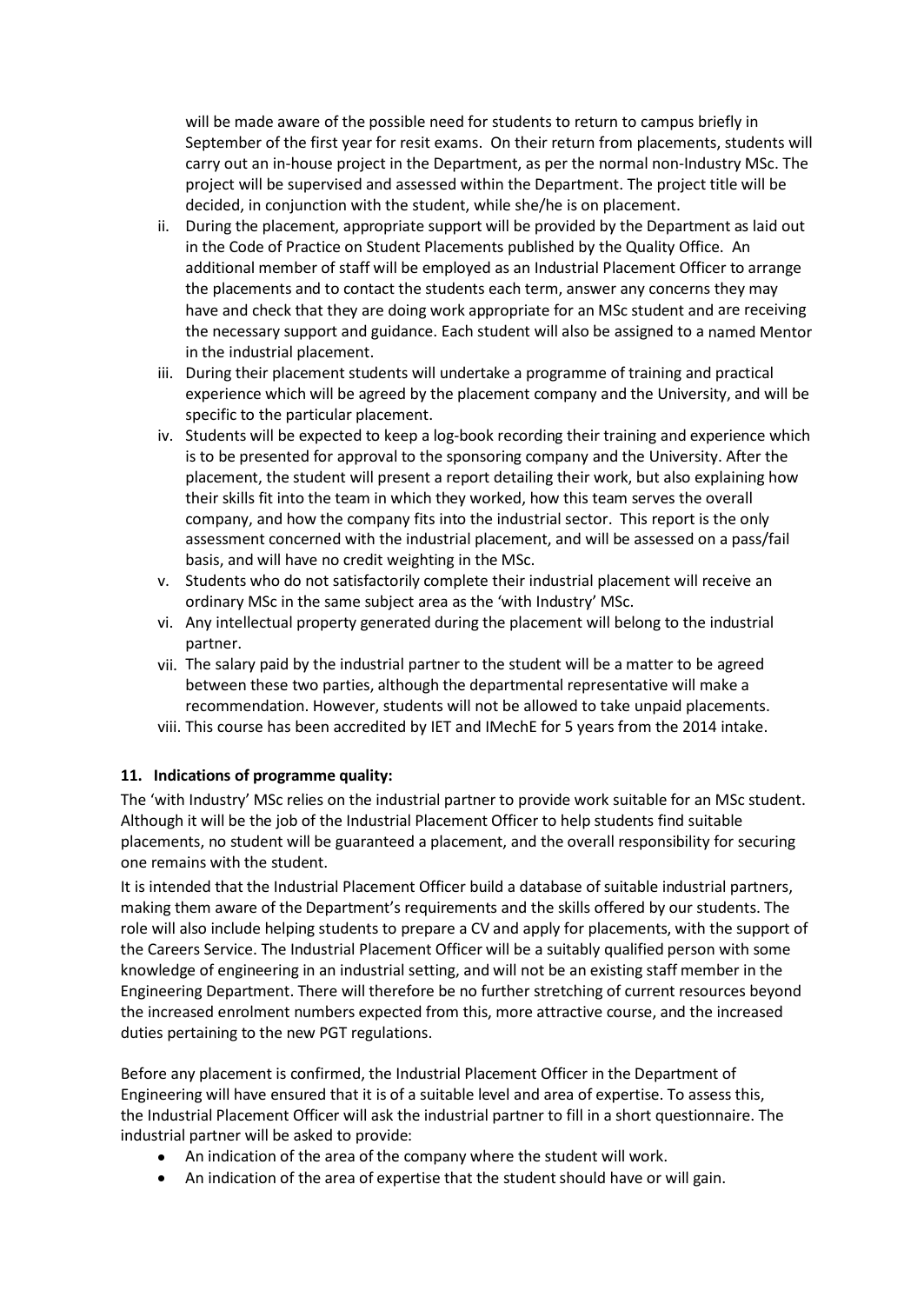will be made aware of the possible need for students to return to campus briefly in September of the first year for resit exams. On their return from placements, students will carry out an in-house project in the Department, as per the normal non-Industry MSc. The project will be supervised and assessed within the Department. The project title will be decided, in conjunction with the student, while she/he is on placement.

ii. During the placement, appropriate support will be provided by the Department as laid out in the Code of Practice on Student Placements published by the Quality Office. An additional member of staff will be employed as an Industrial Placement Officer to arrange the placements and to contact the students each term, answer any concerns they may have and check that they are doing work appropriate for an MSc student and are receiving the necessary support and guidance. Each student will also be assigned to a named Mentor in the industrial placement.

iii. During their placement students will undertake a programme of training and practical experience which will be agreed by the placement company and the University, and will be specific to the particular placement.

iv. Students will be expected to keep a log-book recording their training and experience which is to be presented for approval to the sponsoring company and the University. After the placement, the student will present a report detailing their work, but also explaining how their skills fit into the team in which they worked, how this team serves the overall company, and how the company fits into the industrial sector. This report is the only assessment concerned with the industrial placement, and will be assessed on a pass/fail basis, and will have no credit weighting in the MSc.

v. Students who do not satisfactorily complete their industrial placement will receive an ordinary MSc in the same subject area as the 'with Industry' MSc.

vi. Any intellectual property generated during the placement will belong to the industrial partner.

vii. The salary paid by the industrial partner to the student will be a matter to be agreed between these two parties, although the departmental representative will make a recommendation. However, students will not be allowed to take unpaid placements.

viii. This course has been accredited by IET and IMechE for 5 years from the 2014 intake.

### 11. Indications of programme quality:

The 'with Industry' MSc relies on the industrial partner to provide work suitable for an MSc student. Although it will be the job of the Industrial Placement Officer to help students find suitable placements, no student will be guaranteed a placement, and the overall responsibility for securing one remains with the student.

It is intended that the Industrial Placement Officer build a database of suitable industrial partners, making them aware of the Department's requirements and the skills offered by our students. The role will also include helping students to prepare a CV and apply for placements, with the support of the Careers Service. The Industrial Placement Officer will be a suitably qualified person with some knowledge of engineering in an industrial setting, and will not be an existing staff member in the Engineering Department. There will therefore be no further stretching of current resources beyond the increased enrolment numbers expected from this, more attractive course, and the increased duties pertaining to the new PGT regulations.

Before any placement is confirmed, the Industrial Placement Officer in the Department of Engineering will have ensured that it is of a suitable level and area of expertise. To assess this, the Industrial Placement Officer will ask the industrial partner to fill in a short questionnaire. The industrial partner will be asked to provide:

- An indication of the area of the company where the student will work.
- An indication of the area of expertise that the student should have or will gain.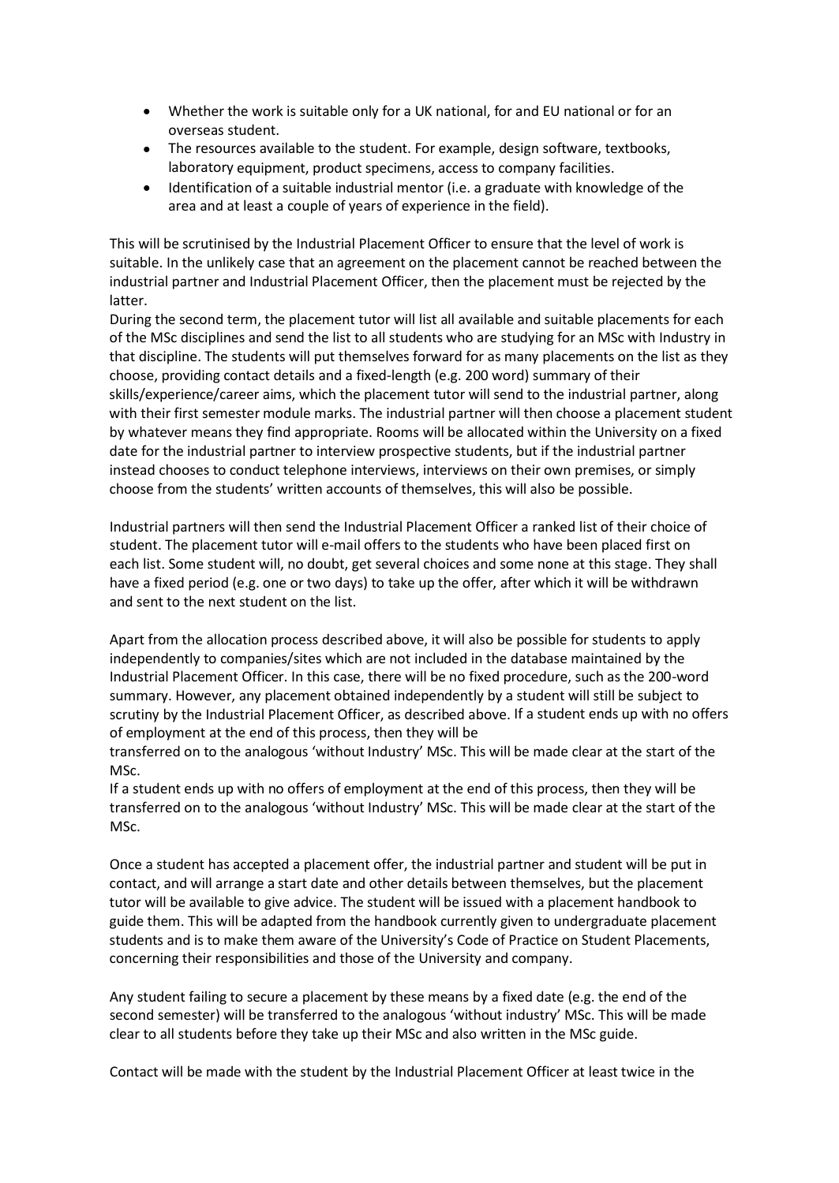- Whether the work is suitable only for a UK national, for and EU national or for an overseas student.
- The resources available to the student. For example, design software, textbooks, laboratory equipment, product specimens, access to company facilities.
- Identification of a suitable industrial mentor (i.e. a graduate with knowledge of the area and at least a couple of years of experience in the field).

This will be scrutinised by the Industrial Placement Officer to ensure that the level of work is suitable. In the unlikely case that an agreement on the placement cannot be reached between the industrial partner and Industrial Placement Officer, then the placement must be rejected by the latter.

During the second term, the placement tutor will list all available and suitable placements for each of the MSc disciplines and send the list to all students who are studying for an MSc with Industry in that discipline. The students will put themselves forward for as many placements on the list as they choose, providing contact details and a fixed-length (e.g. 200 word) summary of their skills/experience/career aims, which the placement tutor will send to the industrial partner, along with their first semester module marks. The industrial partner will then choose a placement student by whatever means they find appropriate. Rooms will be allocated within the University on a fixed date for the industrial partner to interview prospective students, but if the industrial partner instead chooses to conduct telephone interviews, interviews on their own premises, or simply choose from the students' written accounts of themselves, this will also be possible.

Industrial partners will then send the Industrial Placement Officer a ranked list of their choice of student. The placement tutor will e-mail offers to the students who have been placed first on each list. Some student will, no doubt, get several choices and some none at this stage. They shall have a fixed period (e.g. one or two days) to take up the offer, after which it will be withdrawn and sent to the next student on the list.

Apart from the allocation process described above, it will also be possible for students to apply independently to companies/sites which are not included in the database maintained by the Industrial Placement Officer. In this case, there will be no fixed procedure, such as the 200-word summary. However, any placement obtained independently by a student will still be subject to scrutiny by the Industrial Placement Officer, as described above. If a student ends up with no offers of employment at the end of this process, then they will be transferred on to the analogous 'without Industry' MSc. This will be made clear at the start of the MSc.

If a student ends up with no offers of employment at the end of this process, then they will be transferred on to the analogous 'without Industry' MSc. This will be made clear at the start of the MSc.

Once a student has accepted a placement offer, the industrial partner and student will be put in contact, and will arrange a start date and other details between themselves, but the placement tutor will be available to give advice. The student will be issued with a placement handbook to guide them. This will be adapted from the handbook currently given to undergraduate placement students and is to make them aware of the University's Code of Practice on Student Placements, concerning their responsibilities and those of the University and company.

Any student failing to secure a placement by these means by a fixed date (e.g. the end of the second semester) will be transferred to the analogous 'without industry' MSc. This will be made clear to all students before they take up their MSc and also written in the MSc guide.

Contact will be made with the student by the Industrial Placement Officer at least twice in the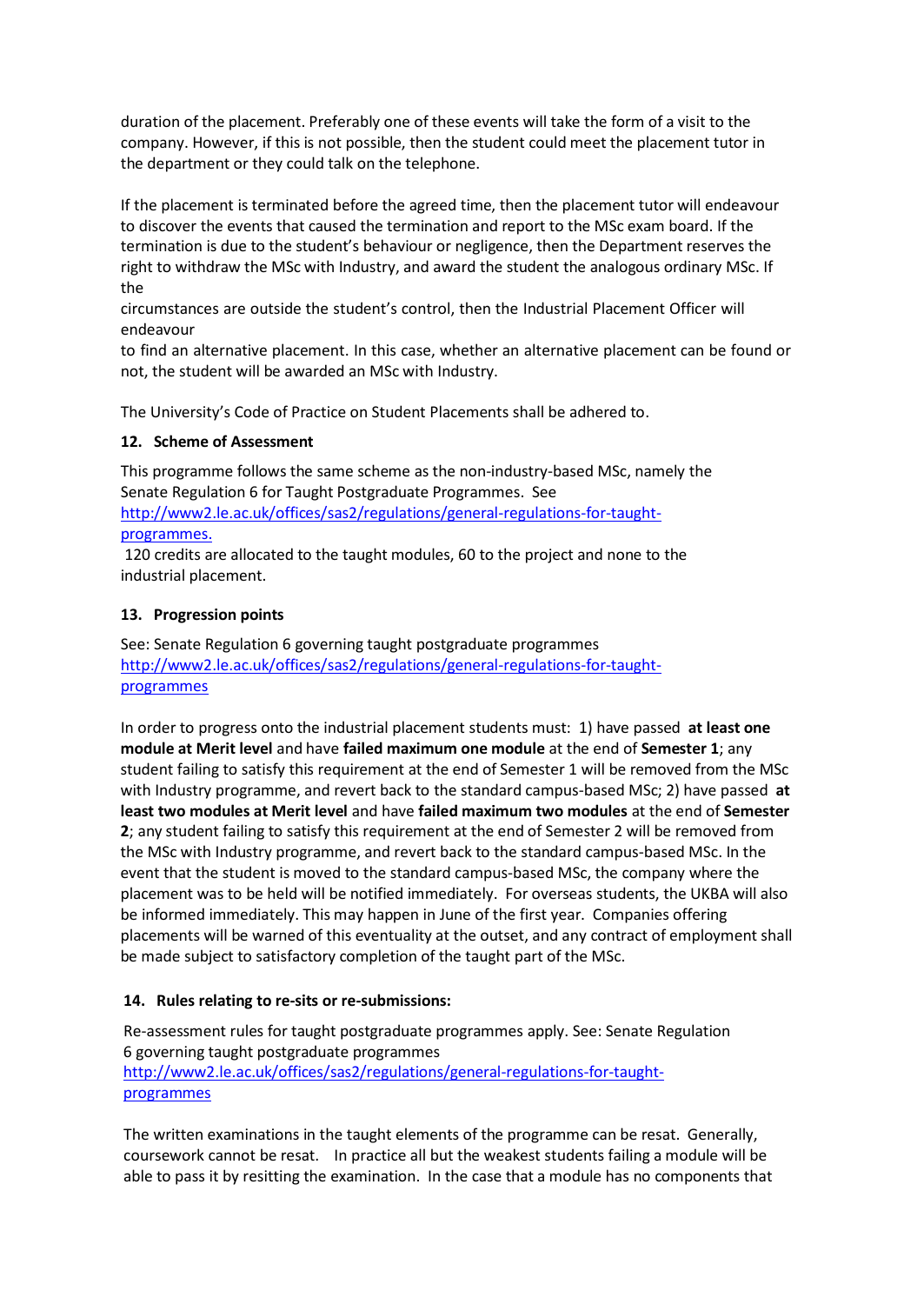duration of the placement. Preferably one of these events will take the form of a visit to the company. However, if this is not possible, then the student could meet the placement tutor in the department or they could talk on the telephone.

If the placement is terminated before the agreed time, then the placement tutor will endeavour to discover the events that caused the termination and report to the MSc exam board. If the termination is due to the student's behaviour or negligence, then the Department reserves the right to withdraw the MSc with Industry, and award the student the analogous ordinary MSc. If the circumstances are outside the student's control, then the Industrial Placement Officer will endeavour to find an alternative placement. In this case, whether an alternative placement can be found or not, the student will be awarded an MSc with Industry.

The University's Code of Practice on Student Placements shall be adhered to.

**12. Scheme of Assessment**

This programme follows the same scheme as the non-industry-based MSc, namely the Senate Regulation 6 for Taught Postgraduate Programmes. See [http://www2.le.ac.uk/offices/sas2/regulations/general-regulations-for-taught-programmes.](http://www2.le.ac.uk/offices/sas2/regulations/general-regulations-for-taught-programmes)

120 credits are allocated to the taught modules, 60 to the project and none to the industrial placement.

**13. Progression points**

See: Senate Regulation 6 governing taught postgraduate programmes [http://www2.le.ac.uk/offices/sas2/regulations/general-regulations-for-taught-programmes](http://www2.le.ac.uk/offices/sas2/regulations/general-regulations-for-taught-programmes)

In order to progress onto the industrial placement students must: 1) have passed **at least one module at Merit level** and have **failed maximum one module** at the end of **Semester 1**; any student failing to satisfy this requirement at the end of Semester 1 will be removed from the MSc with Industry programme, and revert back to the standard campus-based MSc; 2) have passed **at least two modules at Merit level** and have **failed maximum two modules** at the end of **Semester 2**; any student failing to satisfy this requirement at the end of Semester 2 will be removed from the MSc with Industry programme, and revert back to the standard campus-based MSc. In the event that the student is moved to the standard campus-based MSc, the company where the placement was to be held will be notified immediately. For overseas students, the UKBA will also be informed immediately. This may happen in June of the first year. Companies offering placements will be warned of this eventuality at the outset, and any contract of employment shall be made subject to satisfactory completion of the taught part of the MSc.

**14. Rules relating to re-sits or re-submissions:**

Re-assessment rules for taught postgraduate programmes apply. See: Senate Regulation 6 governing taught postgraduate programmes [http://www2.le.ac.uk/offices/sas2/regulations/general-regulations-for-taught-programmes](http://www2.le.ac.uk/offices/sas2/regulations/general-regulations-for-taught-programmes)

The written examinations in the taught elements of the programme can be resat. Generally, coursework cannot be resat. In practice all but the weakest students failing a module will be able to pass it by resitting the examination. In the case that a module has no components that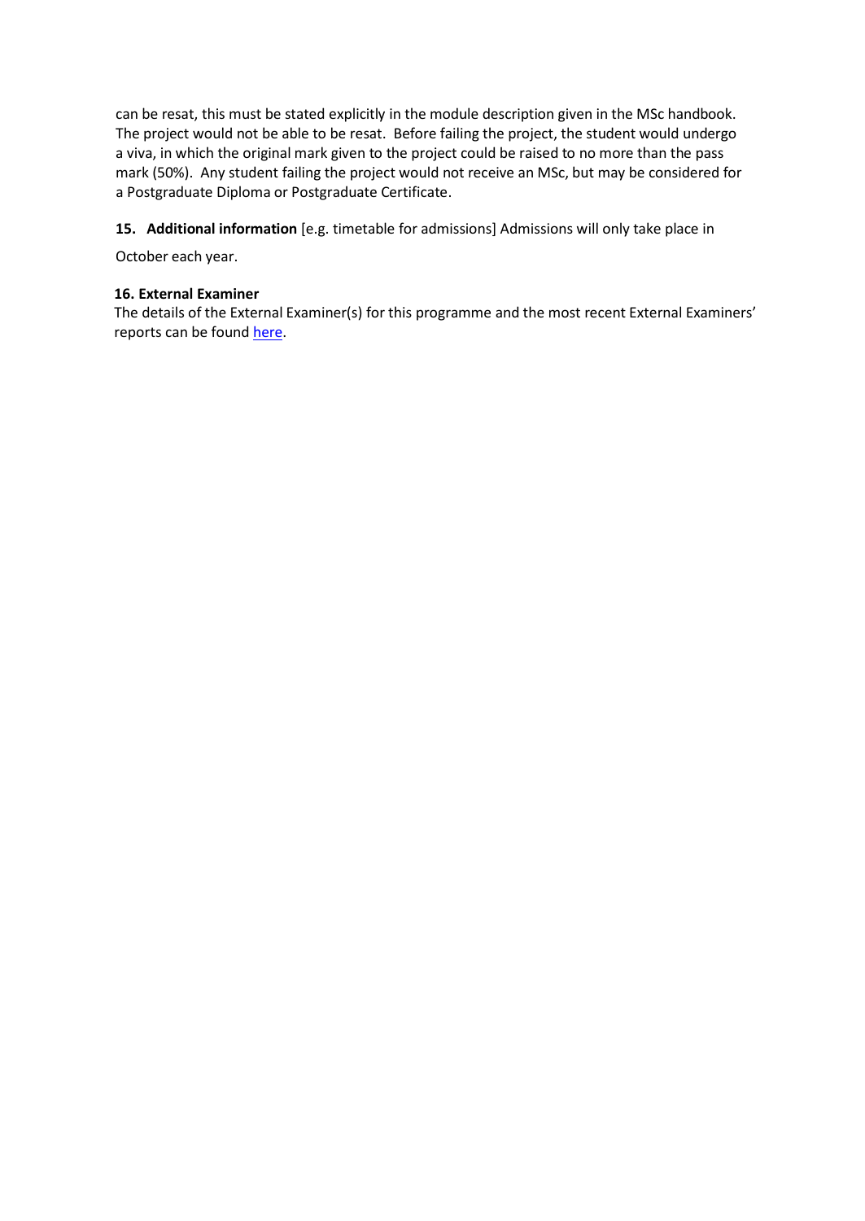can be resat, this must be stated explicitly in the module description given in the MSc handbook. The project would not be able to be resat. Before failing the project, the student would undergo a viva, in which the original mark given to the project could be raised to no more than the pass mark (50%). Any student failing the project would not receive an MSc, but may be considered for a Postgraduate Diploma or Postgraduate Certificate.

**15. Additional information** [e.g. timetable for admissions] Admissions will only take place in October each year.

**16. External Examiner**

The details of the External Examiner(s) for this programme and the most recent External Examiners' reports can be found here.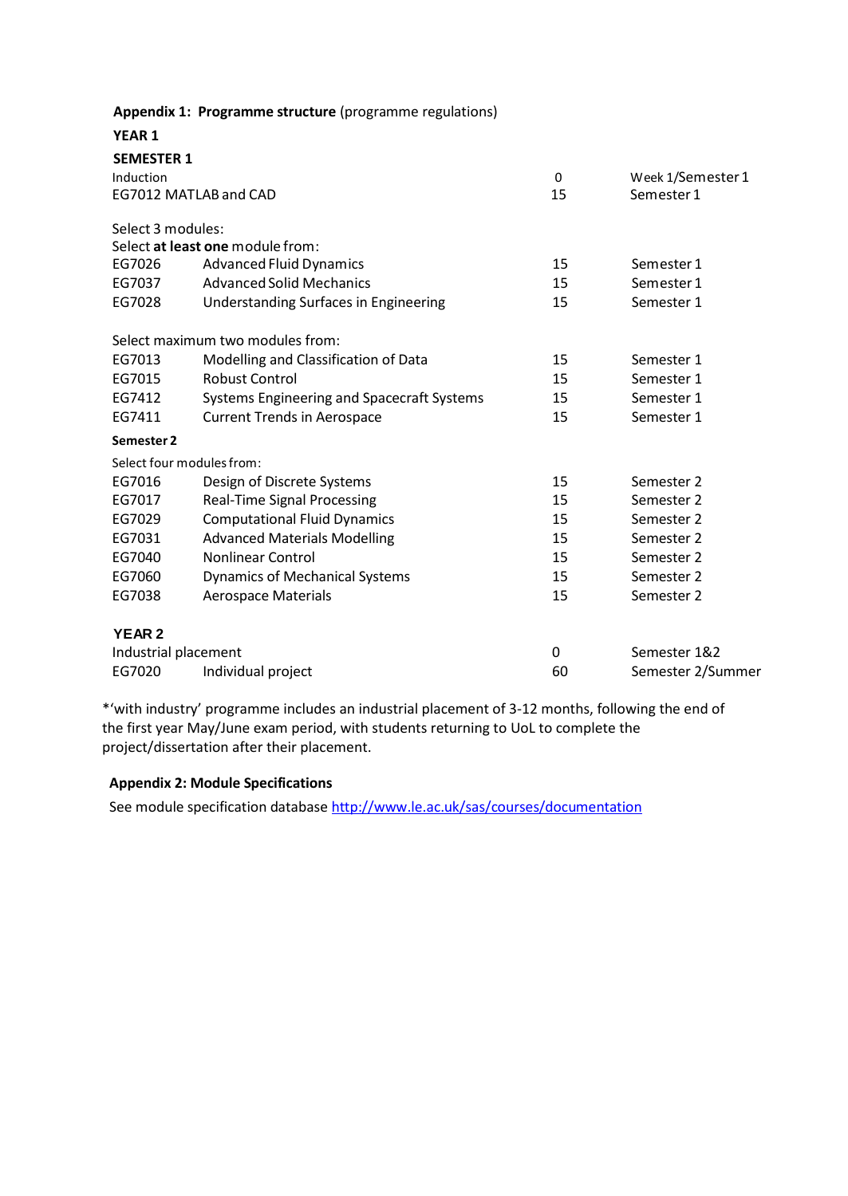**Appendix 1: Programme structure** (programme regulations)

**YEAR 1**

**SEMESTER 1**

| | | | |
|---|---|---|---|
| Induction | | 0 | Week 1/Semester 1 |
| EG7012 MATLAB and CAD | | 15 | Semester 1 |
| Select 3 modules: | | | |
| Select **at least one** module from: | | | |
| EG7026 | Advanced Fluid Dynamics | 15 | Semester 1 |
| EG7037 | Advanced Solid Mechanics | 15 | Semester 1 |
| EG7028 | Understanding Surfaces in Engineering | 15 | Semester 1 |
| Select maximum two modules from: | | | |
| EG7013 | Modelling and Classification of Data | 15 | Semester 1 |
| EG7015 | Robust Control | 15 | Semester 1 |
| EG7412 | Systems Engineering and Spacecraft Systems | 15 | Semester 1 |
| EG7411 | Current Trends in Aerospace | 15 | Semester 1 |

**Semester 2**

| | | | |
|---|---|---|---|
| Select four modules from: | | | |
| EG7016 | Design of Discrete Systems | 15 | Semester 2 |
| EG7017 | Real-Time Signal Processing | 15 | Semester 2 |
| EG7029 | Computational Fluid Dynamics | 15 | Semester 2 |
| EG7031 | Advanced Materials Modelling | 15 | Semester 2 |
| EG7040 | Nonlinear Control | 15 | Semester 2 |
| EG7060 | Dynamics of Mechanical Systems | 15 | Semester 2 |
| EG7038 | Aerospace Materials | 15 | Semester 2 |

**YEAR 2**

| | | | |
|---|---|---|---|
| Industrial placement | | 0 | Semester 1&2 |
| EG7020 | Individual project | 60 | Semester 2/Summer |

*'with industry' programme includes an industrial placement of 3-12 months, following the end of the first year May/June exam period, with students returning to UoL to complete the project/dissertation after their placement.

**Appendix 2: Module Specifications**

See module specification database http://www.le.ac.uk/sas/courses/documentation